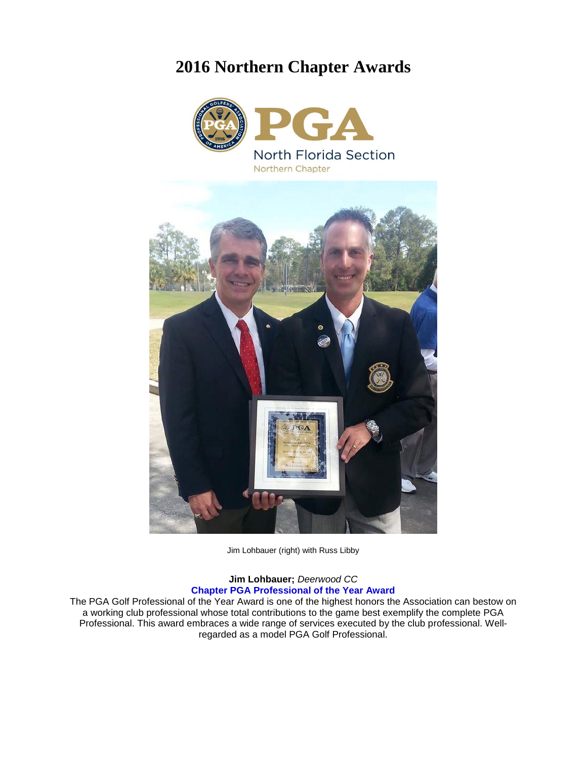# 2016 Northern Chapter Awards

PGA
North Florida Section
Northern Chapter

Jim Lohbauer (right) with Russ Libby

**Jim Lohbauer;** *Deerwood CC*

**Chapter PGA Professional of the Year Award**

The PGA Golf Professional of the Year Award is one of the highest honors the Association can bestow on a working club professional whose total contributions to the game best exemplify the complete PGA Professional. This award embraces a wide range of services executed by the club professional. Well-regarded as a model PGA Golf Professional.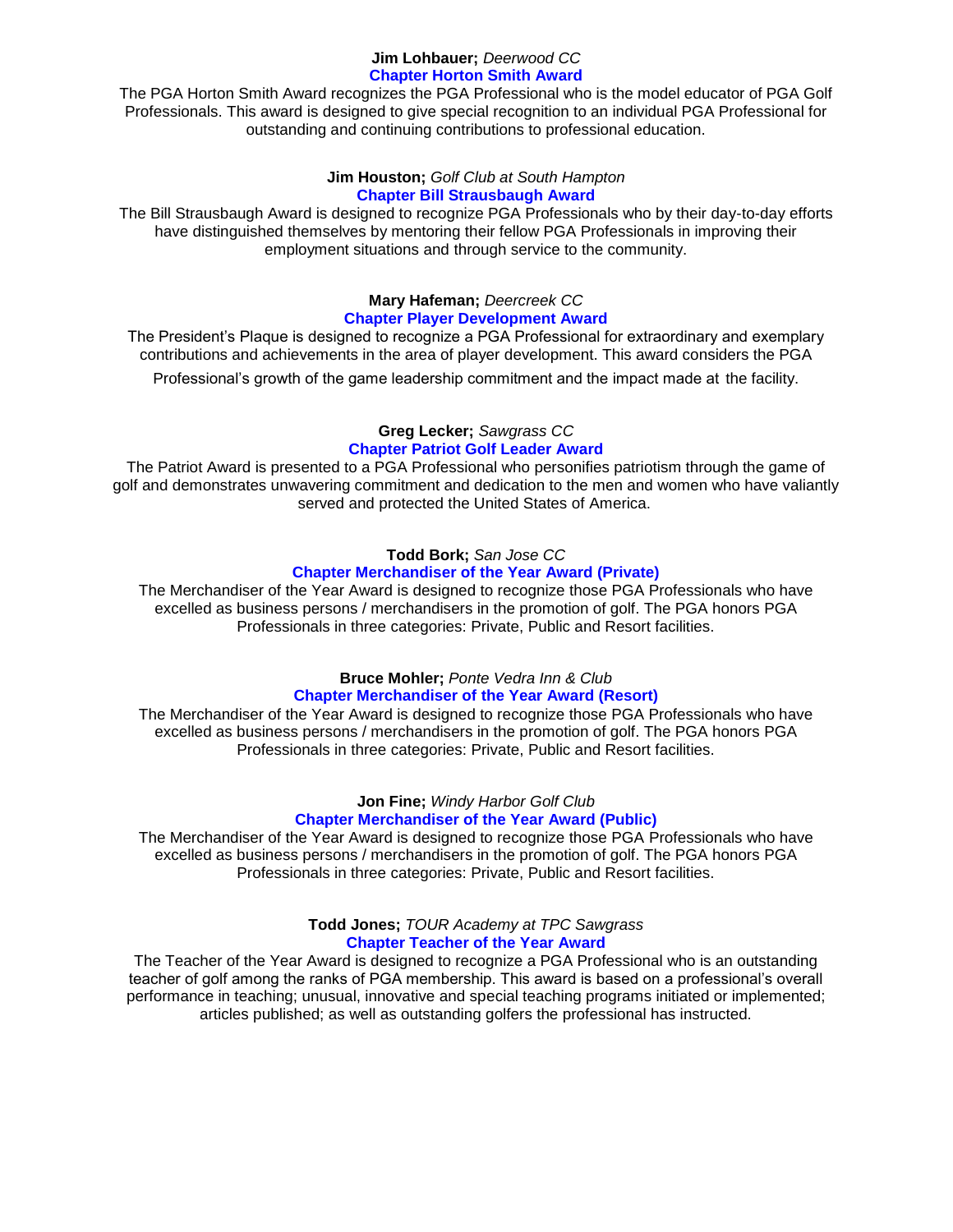**Jim Lohbauer;** *Deerwood CC*
**Chapter Horton Smith Award**
The PGA Horton Smith Award recognizes the PGA Professional who is the model educator of PGA Golf Professionals. This award is designed to give special recognition to an individual PGA Professional for outstanding and continuing contributions to professional education.

**Jim Houston;** *Golf Club at South Hampton*
**Chapter Bill Strausbaugh Award**
The Bill Strausbaugh Award is designed to recognize PGA Professionals who by their day-to-day efforts have distinguished themselves by mentoring their fellow PGA Professionals in improving their employment situations and through service to the community.

**Mary Hafeman;** *Deercreek CC*
**Chapter Player Development Award**
The President's Plaque is designed to recognize a PGA Professional for extraordinary and exemplary contributions and achievements in the area of player development. This award considers the PGA Professional's growth of the game leadership commitment and the impact made at the facility.

**Greg Lecker;** *Sawgrass CC*
**Chapter Patriot Golf Leader Award**
The Patriot Award is presented to a PGA Professional who personifies patriotism through the game of golf and demonstrates unwavering commitment and dedication to the men and women who have valiantly served and protected the United States of America.

**Todd Bork;** *San Jose CC*
**Chapter Merchandiser of the Year Award (Private)**
The Merchandiser of the Year Award is designed to recognize those PGA Professionals who have excelled as business persons / merchandisers in the promotion of golf. The PGA honors PGA Professionals in three categories: Private, Public and Resort facilities.

**Bruce Mohler;** *Ponte Vedra Inn & Club*
**Chapter Merchandiser of the Year Award (Resort)**
The Merchandiser of the Year Award is designed to recognize those PGA Professionals who have excelled as business persons / merchandisers in the promotion of golf. The PGA honors PGA Professionals in three categories: Private, Public and Resort facilities.

**Jon Fine;** *Windy Harbor Golf Club*
**Chapter Merchandiser of the Year Award (Public)**
The Merchandiser of the Year Award is designed to recognize those PGA Professionals who have excelled as business persons / merchandisers in the promotion of golf. The PGA honors PGA Professionals in three categories: Private, Public and Resort facilities.

**Todd Jones;** *TOUR Academy at TPC Sawgrass*
**Chapter Teacher of the Year Award**
The Teacher of the Year Award is designed to recognize a PGA Professional who is an outstanding teacher of golf among the ranks of PGA membership. This award is based on a professional's overall performance in teaching; unusual, innovative and special teaching programs initiated or implemented; articles published; as well as outstanding golfers the professional has instructed.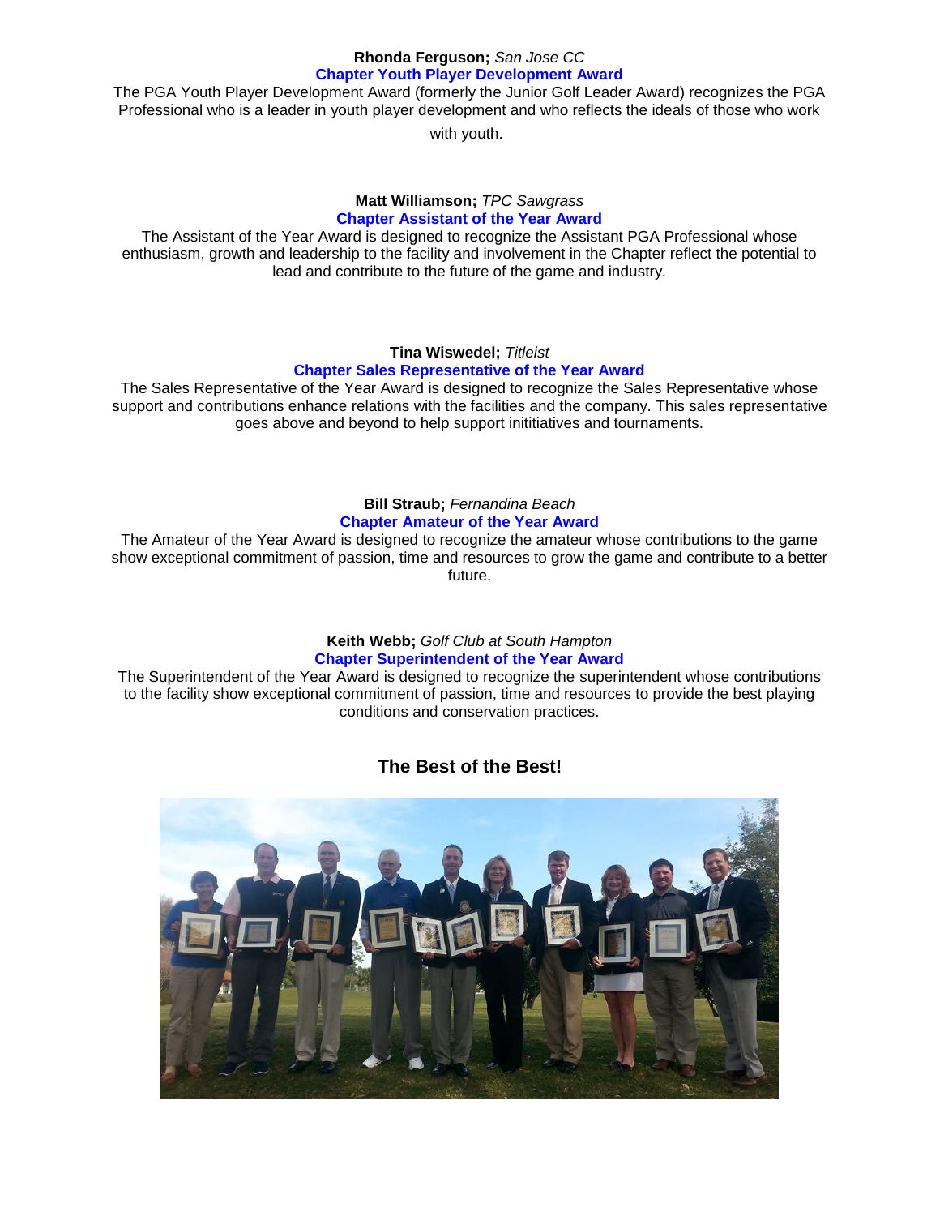**Rhonda Ferguson;** *San Jose CC*
**Chapter Youth Player Development Award**
The PGA Youth Player Development Award (formerly the Junior Golf Leader Award) recognizes the PGA Professional who is a leader in youth player development and who reflects the ideals of those who work with youth.

**Matt Williamson;** *TPC Sawgrass*
**Chapter Assistant of the Year Award**
The Assistant of the Year Award is designed to recognize the Assistant PGA Professional whose enthusiasm, growth and leadership to the facility and involvement in the Chapter reflect the potential to lead and contribute to the future of the game and industry.

**Tina Wiswedel;** *Titleist*
**Chapter Sales Representative of the Year Award**
The Sales Representative of the Year Award is designed to recognize the Sales Representative whose support and contributions enhance relations with the facilities and the company. This sales representative goes above and beyond to help support inititiatives and tournaments.

**Bill Straub;** *Fernandina Beach*
**Chapter Amateur of the Year Award**
The Amateur of the Year Award is designed to recognize the amateur whose contributions to the game show exceptional commitment of passion, time and resources to grow the game and contribute to a better future.

**Keith Webb;** *Golf Club at South Hampton*
**Chapter Superintendent of the Year Award**
The Superintendent of the Year Award is designed to recognize the superintendent whose contributions to the facility show exceptional commitment of passion, time and resources to provide the best playing conditions and conservation practices.

## The Best of the Best!